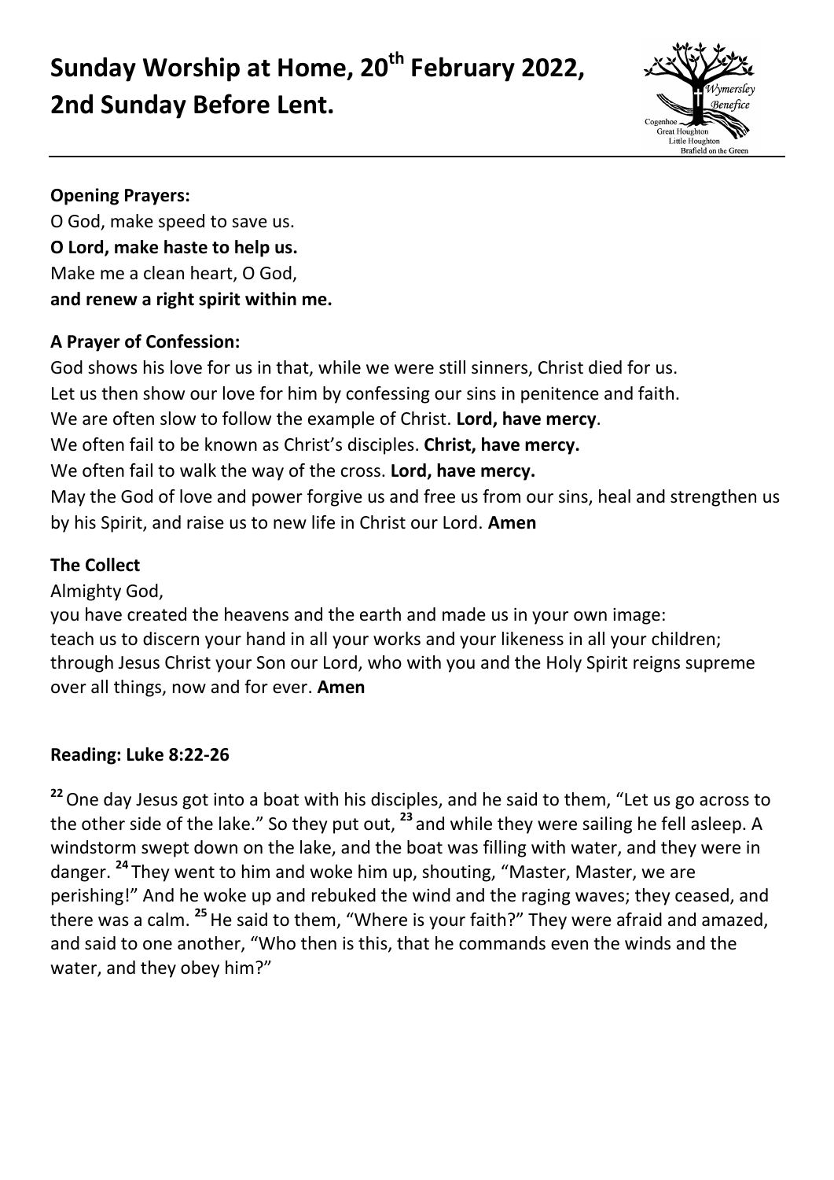# Sunday Worship at Home, 20th February 2022, 2nd Sunday Before Lent.

**Opening Prayers:**

O God, make speed to save us.
**O Lord, make haste to help us.**
Make me a clean heart, O God,
**and renew a right spirit within me.**

**A Prayer of Confession:**

God shows his love for us in that, while we were still sinners, Christ died for us.
Let us then show our love for him by confessing our sins in penitence and faith.
We are often slow to follow the example of Christ. **Lord, have mercy**.
We often fail to be known as Christ's disciples. **Christ, have mercy.**
We often fail to walk the way of the cross. **Lord, have mercy.**
May the God of love and power forgive us and free us from our sins, heal and strengthen us by his Spirit, and raise us to new life in Christ our Lord. **Amen**

**The Collect**

Almighty God,
you have created the heavens and the earth and made us in your own image:
teach us to discern your hand in all your works and your likeness in all your children;
through Jesus Christ your Son our Lord, who with you and the Holy Spirit reigns supreme over all things, now and for ever. **Amen**

**Reading: Luke 8:22-26**

**22** One day Jesus got into a boat with his disciples, and he said to them, "Let us go across to the other side of the lake." So they put out, **23** and while they were sailing he fell asleep. A windstorm swept down on the lake, and the boat was filling with water, and they were in danger. **24** They went to him and woke him up, shouting, "Master, Master, we are perishing!" And he woke up and rebuked the wind and the raging waves; they ceased, and there was a calm. **25** He said to them, "Where is your faith?" They were afraid and amazed, and said to one another, "Who then is this, that he commands even the winds and the water, and they obey him?"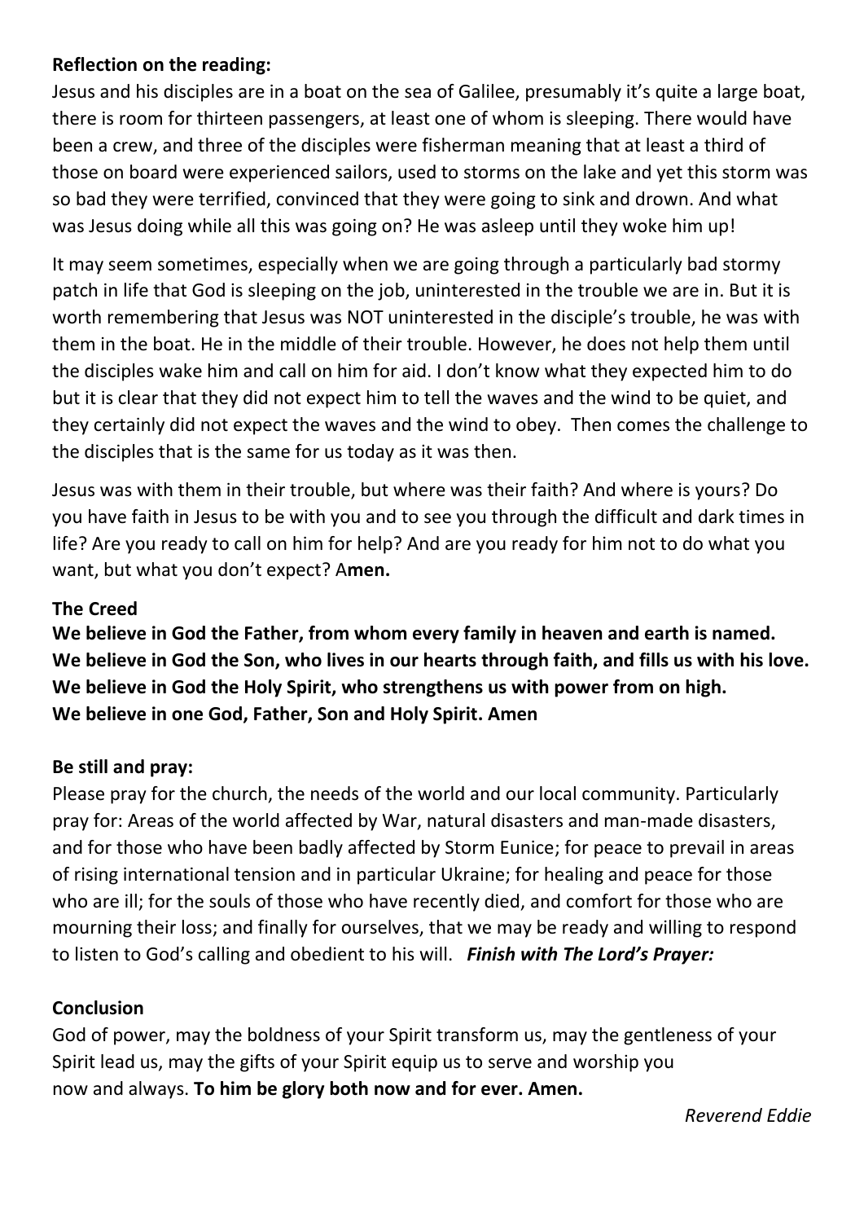**Reflection on the reading:**

Jesus and his disciples are in a boat on the sea of Galilee, presumably it's quite a large boat, there is room for thirteen passengers, at least one of whom is sleeping. There would have been a crew, and three of the disciples were fisherman meaning that at least a third of those on board were experienced sailors, used to storms on the lake and yet this storm was so bad they were terrified, convinced that they were going to sink and drown. And what was Jesus doing while all this was going on? He was asleep until they woke him up!

It may seem sometimes, especially when we are going through a particularly bad stormy patch in life that God is sleeping on the job, uninterested in the trouble we are in. But it is worth remembering that Jesus was NOT uninterested in the disciple's trouble, he was with them in the boat. He in the middle of their trouble. However, he does not help them until the disciples wake him and call on him for aid. I don't know what they expected him to do but it is clear that they did not expect him to tell the waves and the wind to be quiet, and they certainly did not expect the waves and the wind to obey. Then comes the challenge to the disciples that is the same for us today as it was then.

Jesus was with them in their trouble, but where was their faith? And where is yours? Do you have faith in Jesus to be with you and to see you through the difficult and dark times in life? Are you ready to call on him for help? And are you ready for him not to do what you want, but what you don't expect? A**men.**

**The Creed**

**We believe in God the Father, from whom every family in heaven and earth is named.**
**We believe in God the Son, who lives in our hearts through faith, and fills us with his love.**
**We believe in God the Holy Spirit, who strengthens us with power from on high.**
**We believe in one God, Father, Son and Holy Spirit. Amen**

**Be still and pray:**

Please pray for the church, the needs of the world and our local community. Particularly pray for: Areas of the world affected by War, natural disasters and man-made disasters, and for those who have been badly affected by Storm Eunice; for peace to prevail in areas of rising international tension and in particular Ukraine; for healing and peace for those who are ill; for the souls of those who have recently died, and comfort for those who are mourning their loss; and finally for ourselves, that we may be ready and willing to respond to listen to God's calling and obedient to his will. ***Finish with The Lord's Prayer:***

**Conclusion**

God of power, may the boldness of your Spirit transform us, may the gentleness of your Spirit lead us, may the gifts of your Spirit equip us to serve and worship you now and always. **To him be glory both now and for ever. Amen.**

*Reverend Eddie*